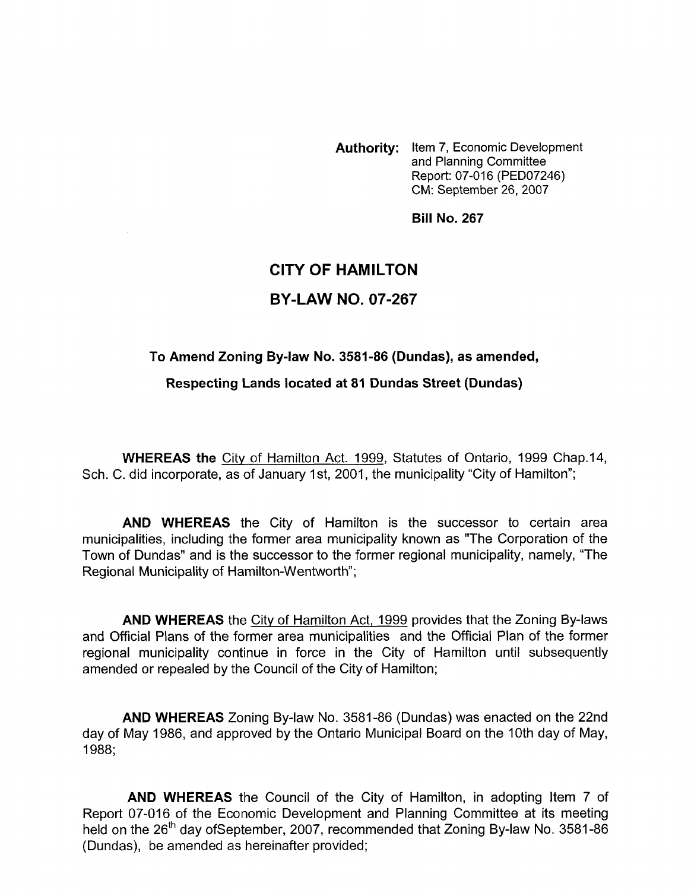**Authority:** Item 7, Economic Development and Planning Committee Report: 07-016 (PED07246) CM: September 26, 2007

**Bill No. 267**

# CITY OF HAMILTON

# BY-LAW NO. 07-267

## To Amend Zoning By-law No. 3581-86 (Dundas), as amended, Respecting Lands located at 81 Dundas Street (Dundas)

**WHEREAS the** City of Hamilton Act. 1999, Statutes of Ontario, 1999 Chap.14, Sch. C. did incorporate, as of January 1st, 2001, the municipality "City of Hamilton";

**AND WHEREAS** the City of Hamilton is the successor to certain area municipalities, including the former area municipality known as "The Corporation of the Town of Dundas" and is the successor to the former regional municipality, namely, "The Regional Municipality of Hamilton-Wentworth";

**AND WHEREAS** the City of Hamilton Act, 1999 provides that the Zoning By-laws and Official Plans of the former area municipalities and the Official Plan of the former regional municipality continue in force in the City of Hamilton until subsequently amended or repealed by the Council of the City of Hamilton;

**AND WHEREAS** Zoning By-law No. 3581-86 (Dundas) was enacted on the 22nd day of May 1986, and approved by the Ontario Municipal Board on the 10th day of May, 1988;

**AND WHEREAS** the Council of the City of Hamilton, in adopting Item 7 of Report 07-016 of the Economic Development and Planning Committee at its meeting held on the 26th day ofSeptember, 2007, recommended that Zoning By-law No. 3581-86 (Dundas), be amended as hereinafter provided;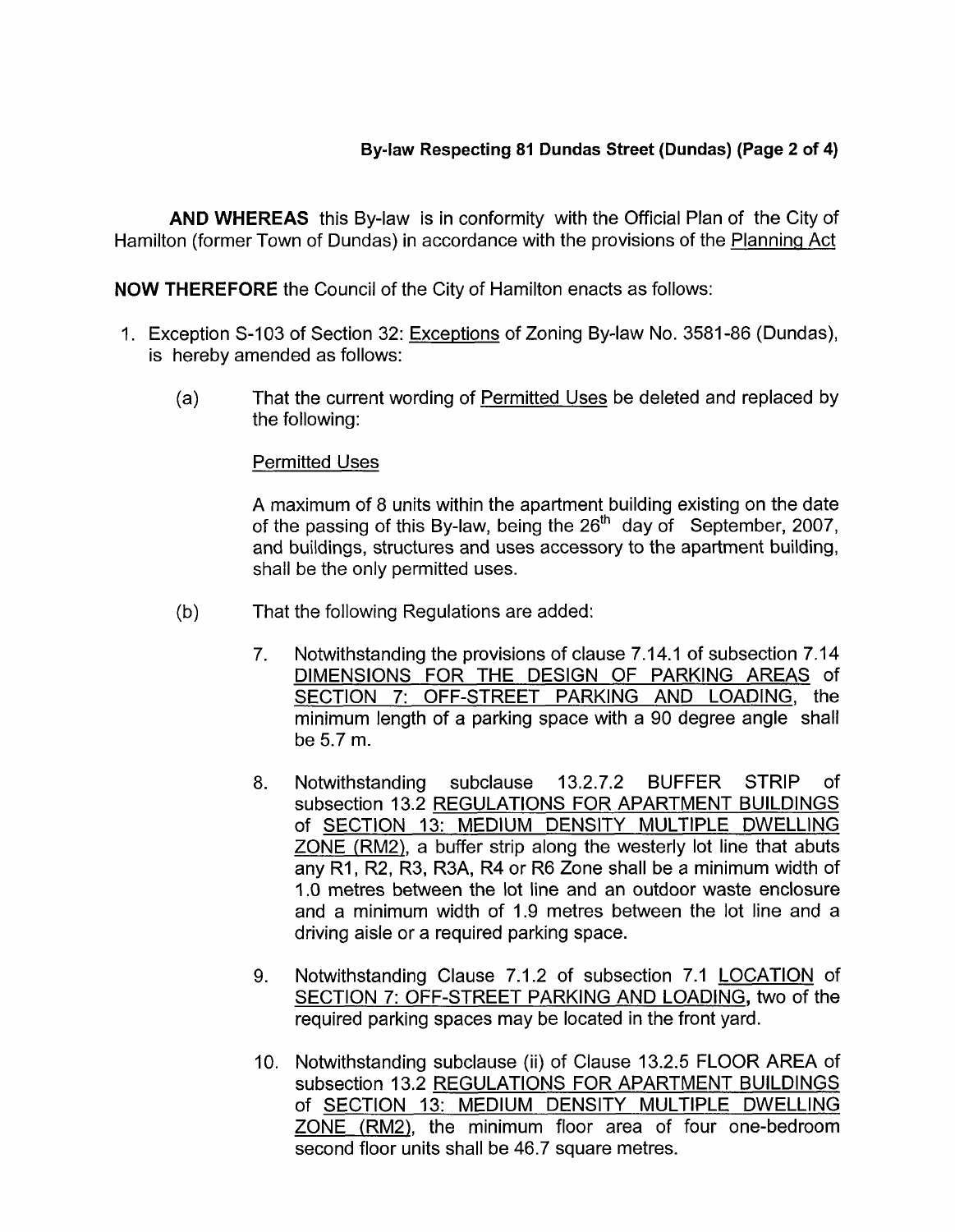**AND WHEREAS** this By-law is in conformity with the Official Plan of the City of Hamilton (former Town of Dundas) in accordance with the provisions of the Planning Act

**NOW THEREFORE** the Council of the City of Hamilton enacts as follows:

1. Exception S-103 of Section 32: Exceptions of Zoning By-law No. 3581-86 (Dundas), is hereby amended as follows:

   (a) That the current wording of Permitted Uses be deleted and replaced by the following:

   Permitted Uses

   A maximum of 8 units within the apartment building existing on the date of the passing of this By-law, being the 26th day of September, 2007, and buildings, structures and uses accessory to the apartment building, shall be the only permitted uses.

   (b) That the following Regulations are added:

   7. Notwithstanding the provisions of clause 7.14.1 of subsection 7.14 DIMENSIONS FOR THE DESIGN OF PARKING AREAS of SECTION 7: OFF-STREET PARKING AND LOADING, the minimum length of a parking space with a 90 degree angle shall be 5.7 m.

   8. Notwithstanding subclause 13.2.7.2 BUFFER STRIP of subsection 13.2 REGULATIONS FOR APARTMENT BUILDINGS of SECTION 13: MEDIUM DENSITY MULTIPLE DWELLING ZONE (RM2), a buffer strip along the westerly lot line that abuts any R1, R2, R3, R3A, R4 or R6 Zone shall be a minimum width of 1.0 metres between the lot line and an outdoor waste enclosure and a minimum width of 1.9 metres between the lot line and a driving aisle or a required parking space.

   9. Notwithstanding Clause 7.1.2 of subsection 7.1 LOCATION of SECTION 7: OFF-STREET PARKING AND LOADING, two of the required parking spaces may be located in the front yard.

   10. Notwithstanding subclause (ii) of Clause 13.2.5 FLOOR AREA of subsection 13.2 REGULATIONS FOR APARTMENT BUILDINGS of SECTION 13: MEDIUM DENSITY MULTIPLE DWELLING ZONE (RM2), the minimum floor area of four one-bedroom second floor units shall be 46.7 square metres.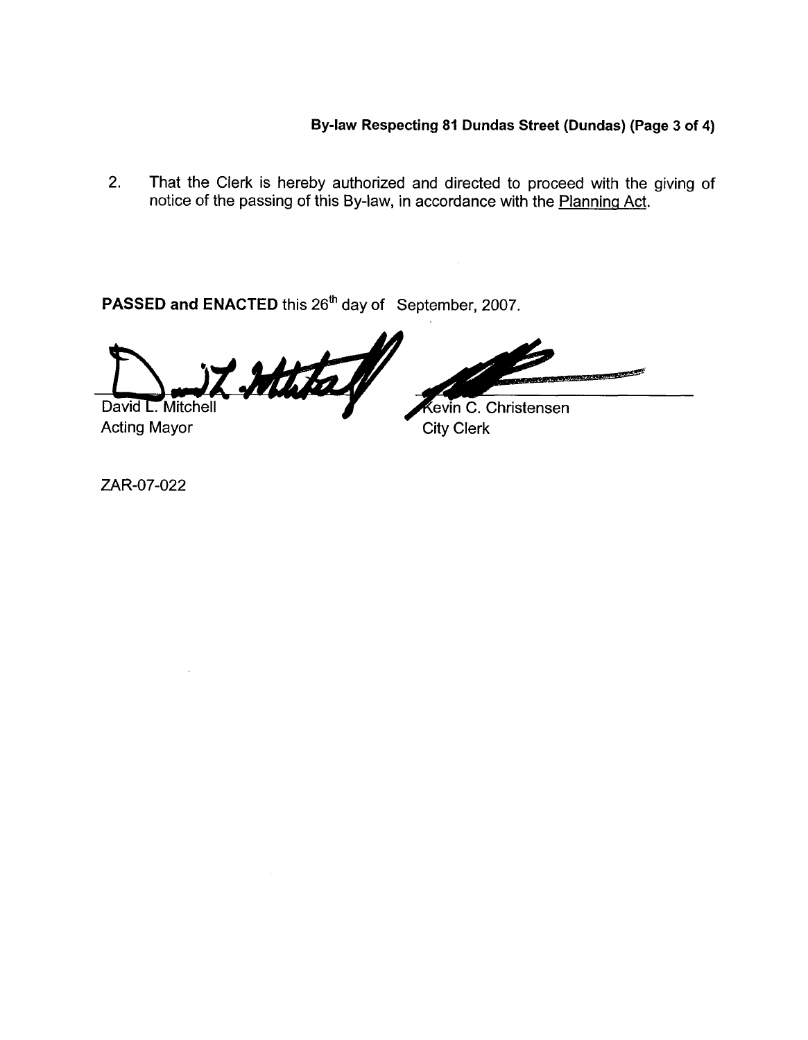2. That the Clerk is hereby authorized and directed to proceed with the giving of notice of the passing of this By-law, in accordance with the Planning Act.

**PASSED and ENACTED** this 26th day of September, 2007.

David L. Mitchell
Acting Mayor

Kevin C. Christensen
City Clerk

ZAR-07-022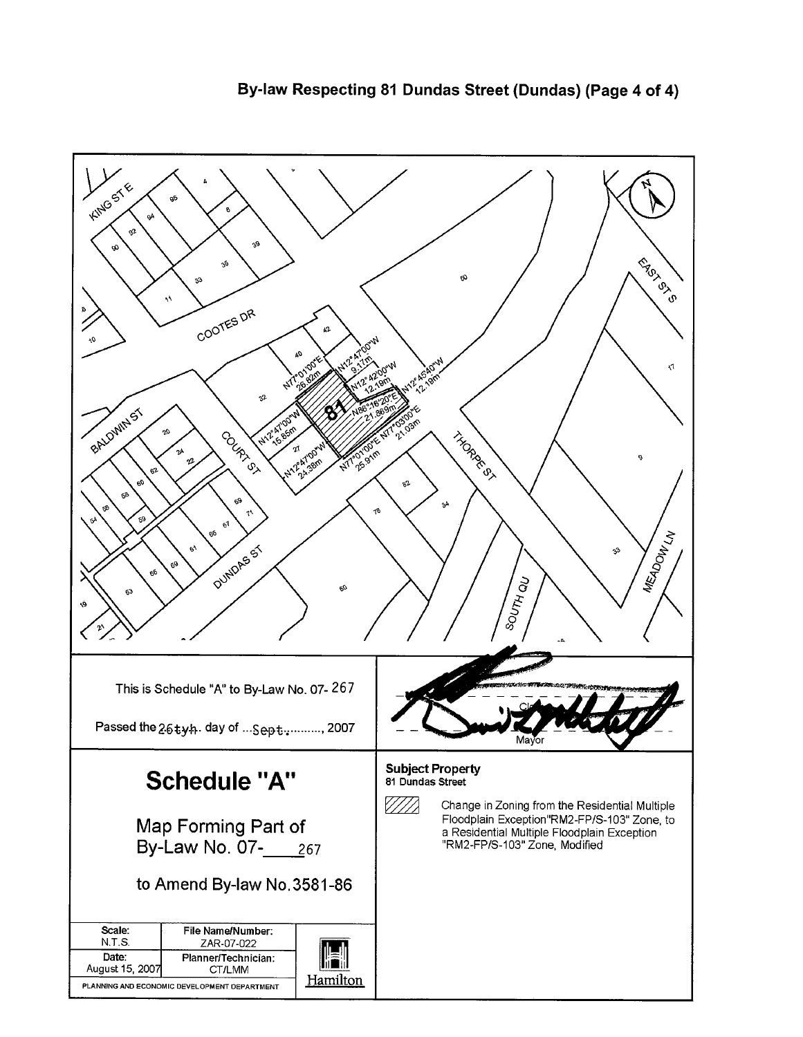# By-law Respecting 81 Dundas Street (Dundas) (Page 4 of 4)

KING ST E

COOTES DR

BALDWIN ST

COURT ST

DUNDAS ST

THORPE ST

SOUTH QU

EAST ST S

MEADOW LN

N77°01'00"E 26.82m

N12°47'00"W 9.17m

N12°42'00"W 12.19m

N12°45'40"W 12.19m

N86°16'20"E 21.869m

N77°03'00"E 21.03m

N12°47'00"W 15.85m

N12°47'00"W 24.38m

N77°01'00"E 25.91m

81

This is Schedule "A" to By-Law No. 07- 267

Passed the 26tyh. day of ...Sept.........., 2007

Clerk

Mayor

## Schedule "A"

Map Forming Part of By-Law No. 07-267

to Amend By-law No. 3581-86

**Subject Property**
**81 Dundas Street**

Change in Zoning from the Residential Multiple Floodplain Exception "RM2-FP/S-103" Zone, to a Residential Multiple Floodplain Exception "RM2-FP/S-103" Zone, Modified

| | | |
|---|---|---|
| Scale: N.T.S. | File Name/Number: ZAR-07-022 | Hamilton |
| Date: August 15, 2007 | Planner/Technician: CT/LMM | |
| PLANNING AND ECONOMIC DEVELOPMENT DEPARTMENT | | |